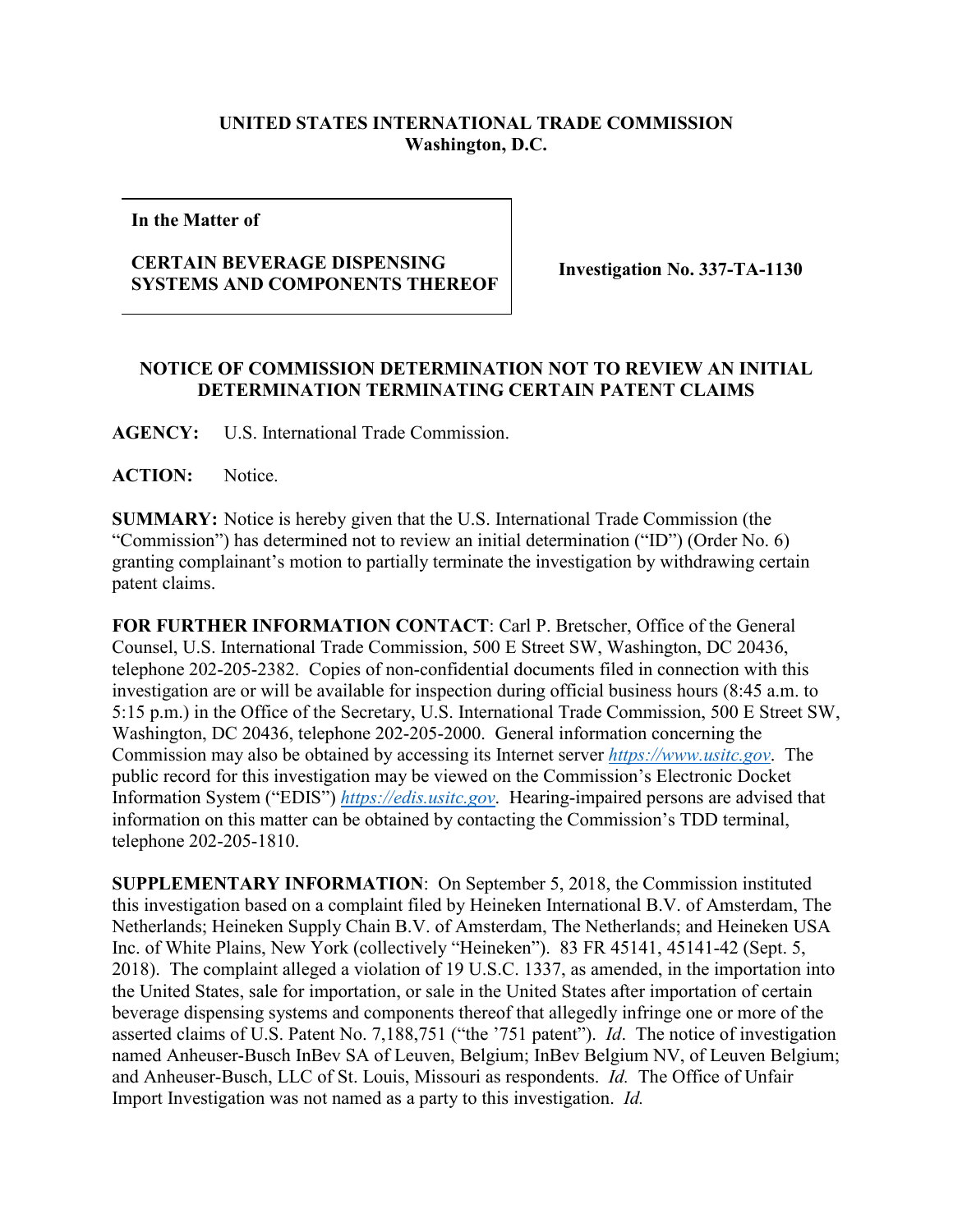**UNITED STATES INTERNATIONAL TRADE COMMISSION**
**Washington, D.C.**

| In the Matter of<br><br>**CERTAIN BEVERAGE DISPENSING SYSTEMS AND COMPONENTS THEREOF** | **Investigation No. 337-TA-1130** |
|---|---|

**NOTICE OF COMMISSION DETERMINATION NOT TO REVIEW AN INITIAL DETERMINATION TERMINATING CERTAIN PATENT CLAIMS**

**AGENCY:** U.S. International Trade Commission.

**ACTION:** Notice.

**SUMMARY:** Notice is hereby given that the U.S. International Trade Commission (the "Commission") has determined not to review an initial determination ("ID") (Order No. 6) granting complainant's motion to partially terminate the investigation by withdrawing certain patent claims.

**FOR FURTHER INFORMATION CONTACT**: Carl P. Bretscher, Office of the General Counsel, U.S. International Trade Commission, 500 E Street SW, Washington, DC 20436, telephone 202-205-2382. Copies of non-confidential documents filed in connection with this investigation are or will be available for inspection during official business hours (8:45 a.m. to 5:15 p.m.) in the Office of the Secretary, U.S. International Trade Commission, 500 E Street SW, Washington, DC 20436, telephone 202-205-2000. General information concerning the Commission may also be obtained by accessing its Internet server *https://www.usitc.gov*. The public record for this investigation may be viewed on the Commission's Electronic Docket Information System ("EDIS") *https://edis.usitc.gov*. Hearing-impaired persons are advised that information on this matter can be obtained by contacting the Commission's TDD terminal, telephone 202-205-1810.

**SUPPLEMENTARY INFORMATION**: On September 5, 2018, the Commission instituted this investigation based on a complaint filed by Heineken International B.V. of Amsterdam, The Netherlands; Heineken Supply Chain B.V. of Amsterdam, The Netherlands; and Heineken USA Inc. of White Plains, New York (collectively "Heineken"). 83 FR 45141, 45141-42 (Sept. 5, 2018). The complaint alleged a violation of 19 U.S.C. 1337, as amended, in the importation into the United States, sale for importation, or sale in the United States after importation of certain beverage dispensing systems and components thereof that allegedly infringe one or more of the asserted claims of U.S. Patent No. 7,188,751 ("the '751 patent"). *Id*. The notice of investigation named Anheuser-Busch InBev SA of Leuven, Belgium; InBev Belgium NV, of Leuven Belgium; and Anheuser-Busch, LLC of St. Louis, Missouri as respondents. *Id.* The Office of Unfair Import Investigation was not named as a party to this investigation. *Id.*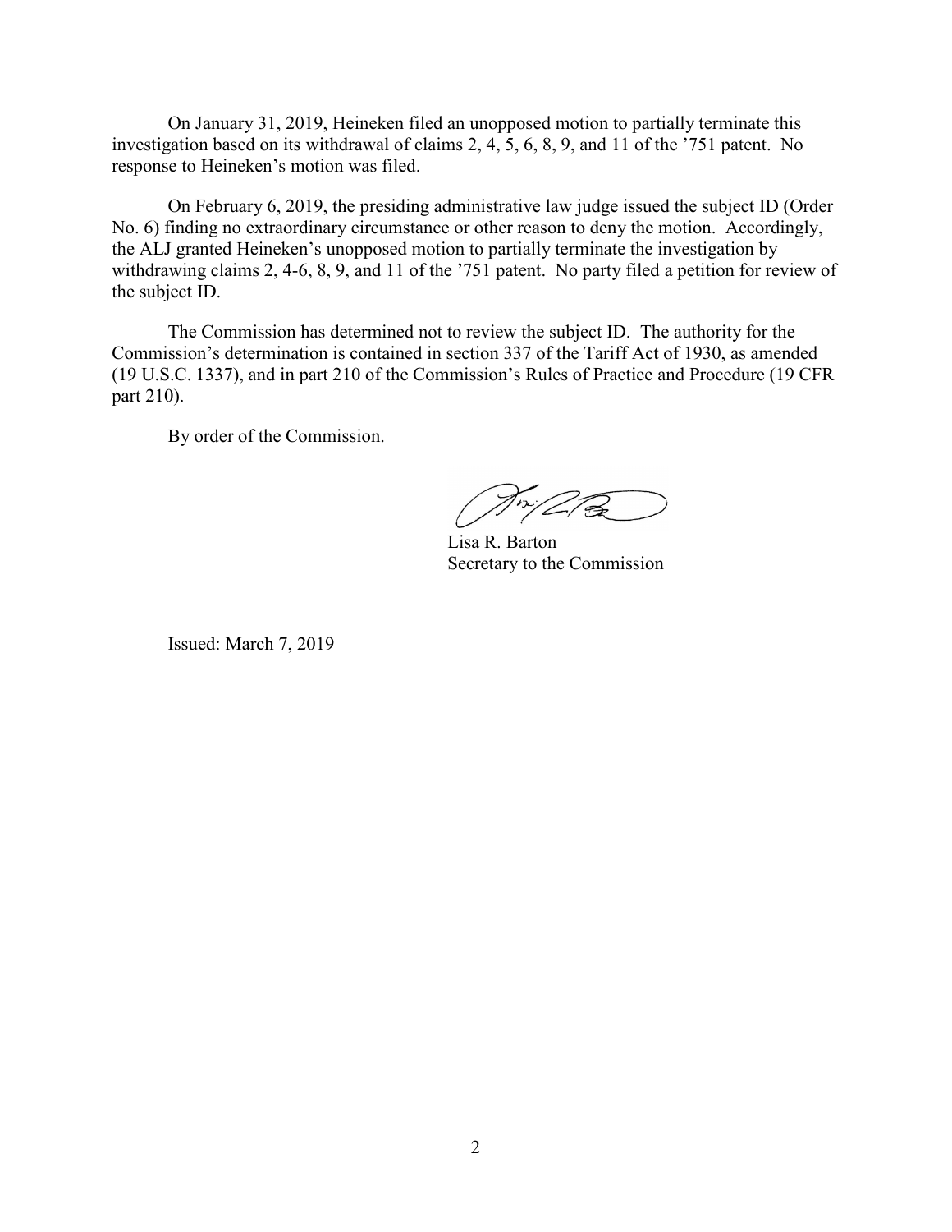On January 31, 2019, Heineken filed an unopposed motion to partially terminate this investigation based on its withdrawal of claims 2, 4, 5, 6, 8, 9, and 11 of the '751 patent. No response to Heineken's motion was filed.

On February 6, 2019, the presiding administrative law judge issued the subject ID (Order No. 6) finding no extraordinary circumstance or other reason to deny the motion. Accordingly, the ALJ granted Heineken's unopposed motion to partially terminate the investigation by withdrawing claims 2, 4-6, 8, 9, and 11 of the '751 patent. No party filed a petition for review of the subject ID.

The Commission has determined not to review the subject ID. The authority for the Commission's determination is contained in section 337 of the Tariff Act of 1930, as amended (19 U.S.C. 1337), and in part 210 of the Commission's Rules of Practice and Procedure (19 CFR part 210).

By order of the Commission.

Lisa R. Barton
Secretary to the Commission

Issued: March 7, 2019